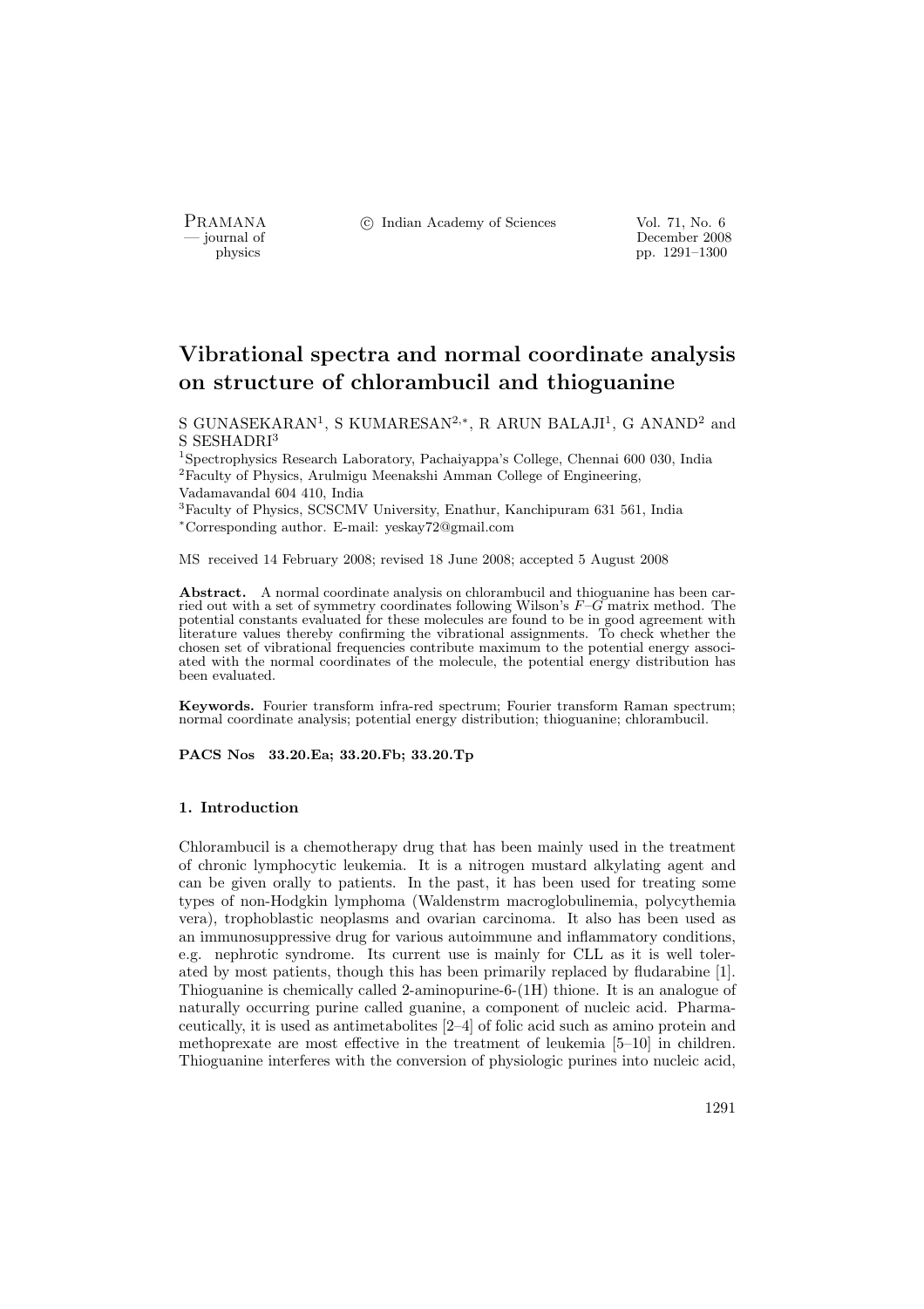# Vibrational spectra and normal coordinate analysis on structure of chlorambucil and thioguanine

S GUNASEKARAN[1], S KUMARESAN[2,*], R ARUN BALAJI[1], G ANAND[2] and S SESHADRI[3]

[1]Spectrophysics Research Laboratory, Pachaiyappa's College, Chennai 600 030, India
[2]Faculty of Physics, Arulmigu Meenakshi Amman College of Engineering, Vadamavandal 604 410, India
[3]Faculty of Physics, SCSCMV University, Enathur, Kanchipuram 631 561, India
*Corresponding author. E-mail: yeskay72@gmail.com

MS received 14 February 2008; revised 18 June 2008; accepted 5 August 2008

**Abstract.** A normal coordinate analysis on chlorambucil and thioguanine has been carried out with a set of symmetry coordinates following Wilson's *F–G* matrix method. The potential constants evaluated for these molecules are found to be in good agreement with literature values thereby confirming the vibrational assignments. To check whether the chosen set of vibrational frequencies contribute maximum to the potential energy associated with the normal coordinates of the molecule, the potential energy distribution has been evaluated.

**Keywords.** Fourier transform infra-red spectrum; Fourier transform Raman spectrum; normal coordinate analysis; potential energy distribution; thioguanine; chlorambucil.

**PACS Nos 33.20.Ea; 33.20.Fb; 33.20.Tp**

## 1. Introduction

Chlorambucil is a chemotherapy drug that has been mainly used in the treatment of chronic lymphocytic leukemia. It is a nitrogen mustard alkylating agent and can be given orally to patients. In the past, it has been used for treating some types of non-Hodgkin lymphoma (Waldenstrm macroglobulinemia, polycythemia vera), trophoblastic neoplasms and ovarian carcinoma. It also has been used as an immunosuppressive drug for various autoimmune and inflammatory conditions, e.g. nephrotic syndrome. Its current use is mainly for CLL as it is well tolerated by most patients, though this has been primarily replaced by fludarabine [1]. Thioguanine is chemically called 2-aminopurine-6-(1H) thione. It is an analogue of naturally occurring purine called guanine, a component of nucleic acid. Pharmaceutically, it is used as antimetabolites [2–4] of folic acid such as amino protein and methoprexate are most effective in the treatment of leukemia [5–10] in children. Thioguanine interferes with the conversion of physiologic purines into nucleic acid,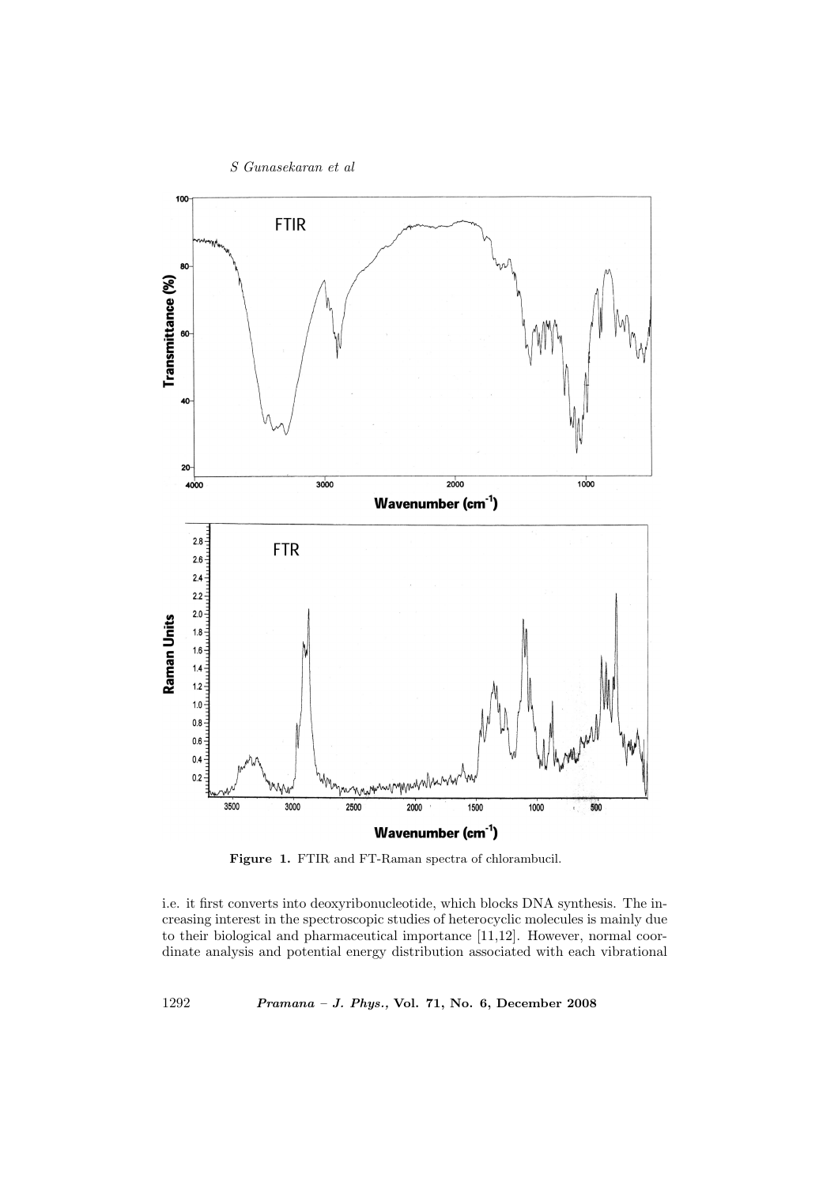**Figure 1.** FTIR and FT-Raman spectra of chlorambucil.

i.e. it first converts into deoxyribonucleotide, which blocks DNA synthesis. The increasing interest in the spectroscopic studies of heterocyclic molecules is mainly due to their biological and pharmaceutical importance [11,12]. However, normal coordinate analysis and potential energy distribution associated with each vibrational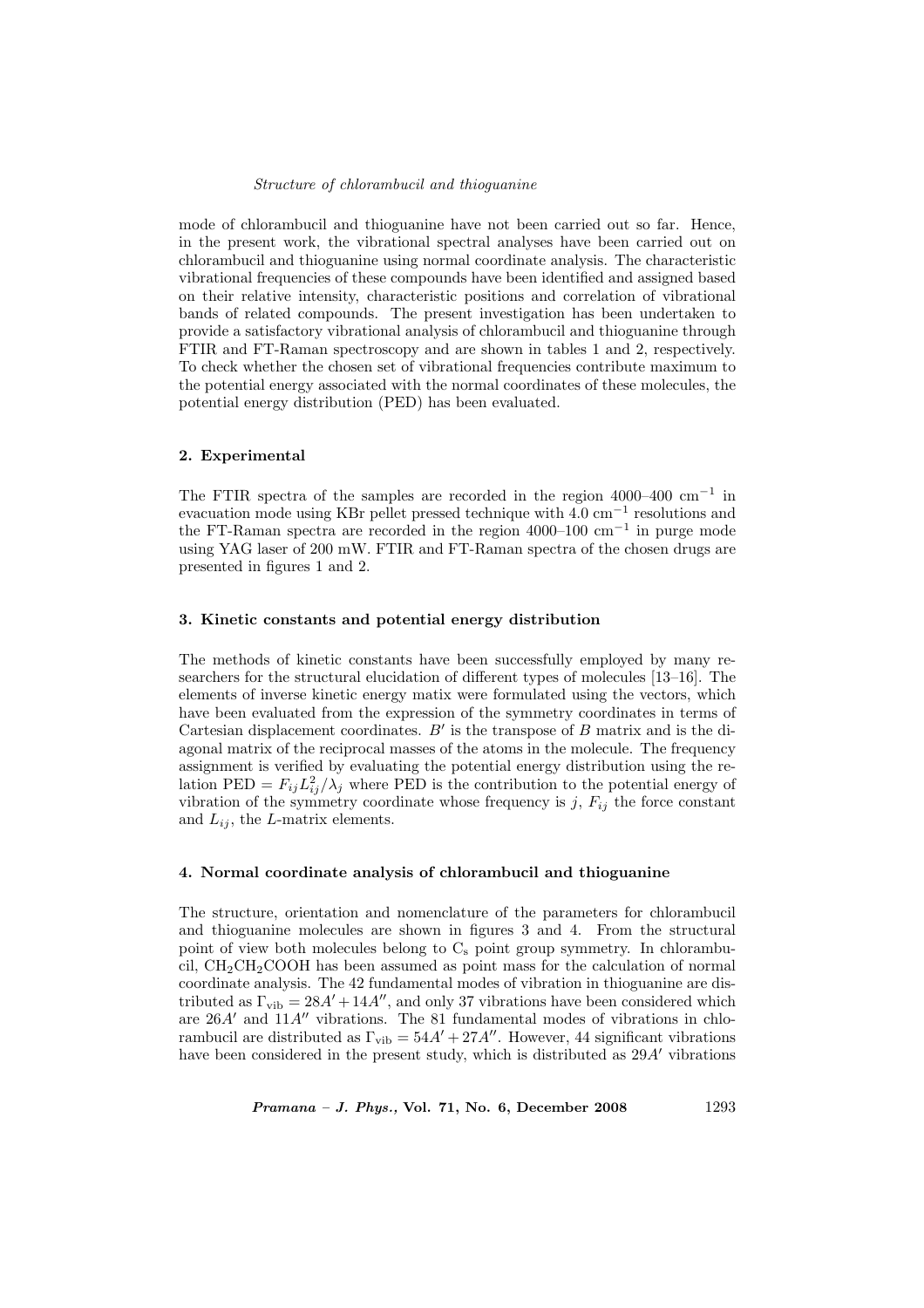mode of chlorambucil and thioguanine have not been carried out so far. Hence, in the present work, the vibrational spectral analyses have been carried out on chlorambucil and thioguanine using normal coordinate analysis. The characteristic vibrational frequencies of these compounds have been identified and assigned based on their relative intensity, characteristic positions and correlation of vibrational bands of related compounds. The present investigation has been undertaken to provide a satisfactory vibrational analysis of chlorambucil and thioguanine through FTIR and FT-Raman spectroscopy and are shown in tables 1 and 2, respectively. To check whether the chosen set of vibrational frequencies contribute maximum to the potential energy associated with the normal coordinates of these molecules, the potential energy distribution (PED) has been evaluated.

## 2. Experimental

The FTIR spectra of the samples are recorded in the region 4000–400 $cm^{-1}$ in evacuation mode using KBr pellet pressed technique with 4.0 $cm^{-1}$ resolutions and the FT-Raman spectra are recorded in the region 4000–100 $cm^{-1}$ in purge mode using YAG laser of 200 mW. FTIR and FT-Raman spectra of the chosen drugs are presented in figures 1 and 2.

## 3. Kinetic constants and potential energy distribution

The methods of kinetic constants have been successfully employed by many researchers for the structural elucidation of different types of molecules [13–16]. The elements of inverse kinetic energy matix were formulated using the vectors, which have been evaluated from the expression of the symmetry coordinates in terms of Cartesian displacement coordinates. $B'$ is the transpose of $B$ matrix and is the diagonal matrix of the reciprocal masses of the atoms in the molecule. The frequency assignment is verified by evaluating the potential energy distribution using the relation $\text{PED} = F_{ij}L_{ij}^2/\lambda_j$ where PED is the contribution to the potential energy of vibration of the symmetry coordinate whose frequency is $j$, $F_{ij}$ the force constant and $L_{ij}$, the $L$-matrix elements.

## 4. Normal coordinate analysis of chlorambucil and thioguanine

The structure, orientation and nomenclature of the parameters for chlorambucil and thioguanine molecules are shown in figures 3 and 4. From the structural point of view both molecules belong to $C_s$ point group symmetry. In chlorambucil, $CH_2CH_2COOH$ has been assumed as point mass for the calculation of normal coordinate analysis. The 42 fundamental modes of vibration in thioguanine are distributed as $\Gamma_{\text{vib}} = 28A' + 14A''$, and only 37 vibrations have been considered which are $26A'$ and $11A''$ vibrations. The 81 fundamental modes of vibrations in chlorambucil are distributed as $\Gamma_{\text{vib}} = 54A' + 27A''$. However, 44 significant vibrations have been considered in the present study, which is distributed as $29A'$ vibrations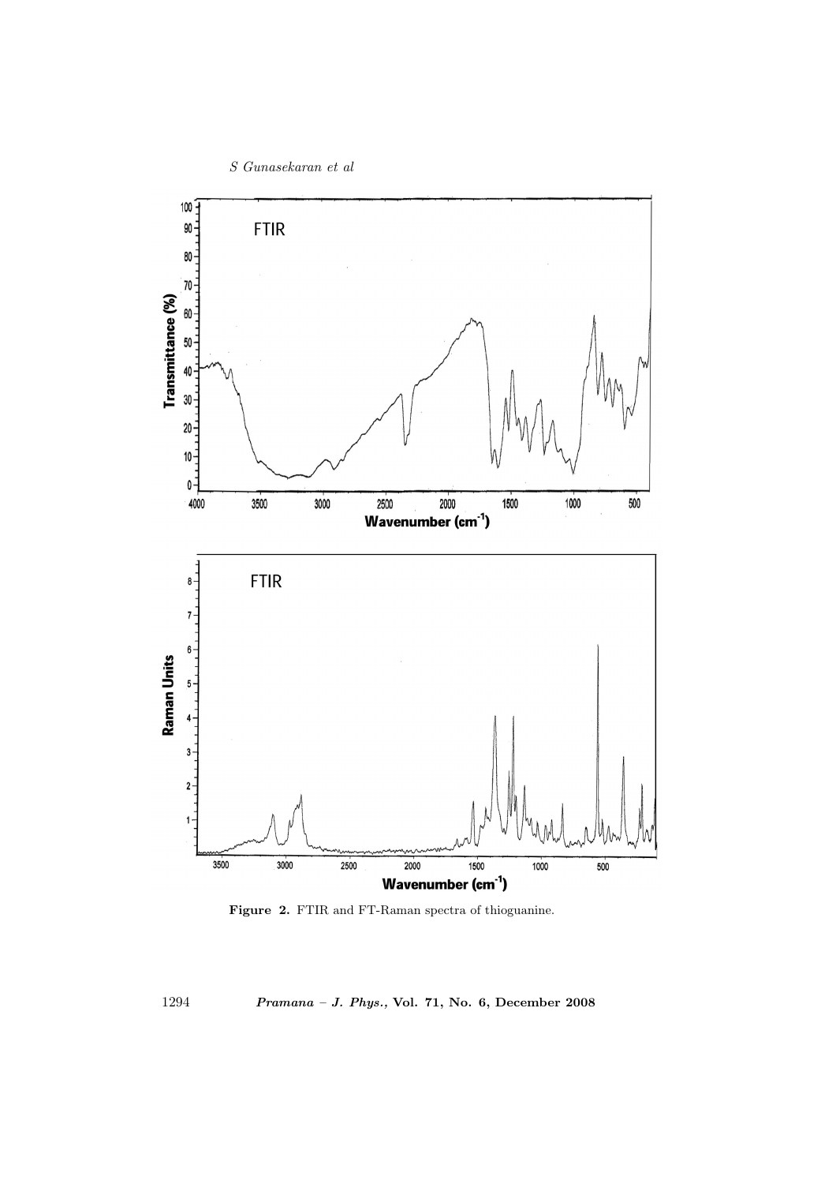Figure 2. FTIR and FT-Raman spectra of thioguanine.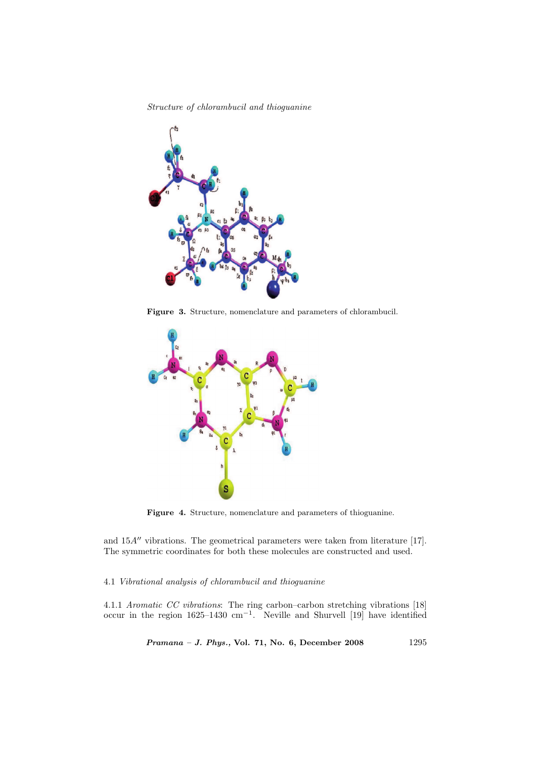Figure 3. Structure, nomenclature and parameters of chlorambucil.

Figure 4. Structure, nomenclature and parameters of thioguanine.

and $15A''$ vibrations. The geometrical parameters were taken from literature [17]. The symmetric coordinates for both these molecules are constructed and used.

### 4.1 *Vibrational analysis of chlorambucil and thioguanine*

4.1.1 *Aromatic CC vibrations*: The ring carbon–carbon stretching vibrations [18] occur in the region 1625–1430 $\mathrm{cm}^{-1}$. Neville and Shurvell [19] have identified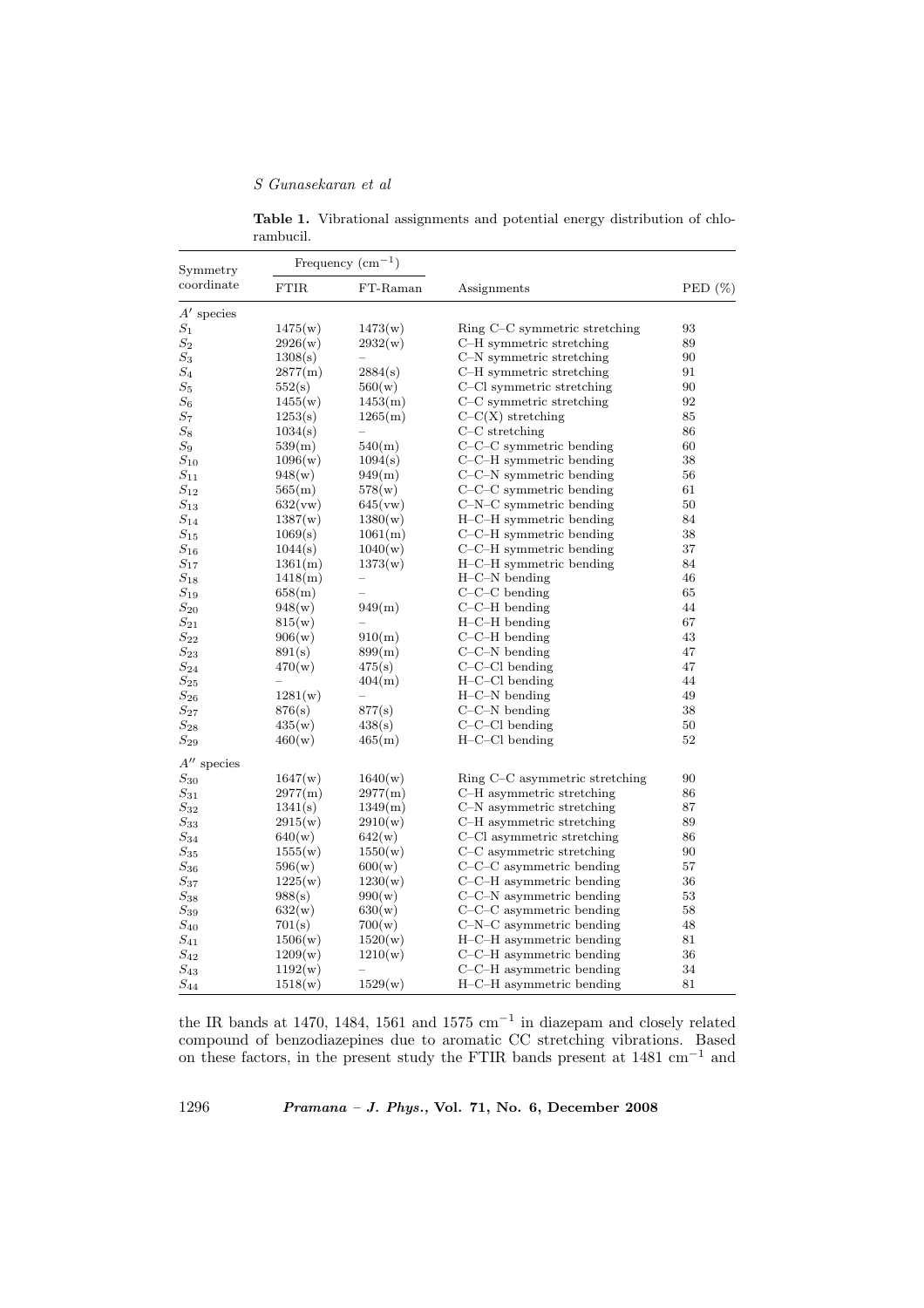**Table 1.** Vibrational assignments and potential energy distribution of chlorambucil.

| Symmetry coordinate | Frequency ($cm^{-1}$) | | Assignments | PED (%) |
|---|---|---|---|---|
| | FTIR | FT-Raman | | |
| $A'$ species | | | | |
| $S_1$ | 1475(w) | 1473(w) | Ring C–C symmetric stretching | 93 |
| $S_2$ | 2926(w) | 2932(w) | C–H symmetric stretching | 89 |
| $S_3$ | 1308(s) | – | C–N symmetric stretching | 90 |
| $S_4$ | 2877(m) | 2884(s) | C–H symmetric stretching | 91 |
| $S_5$ | 552(s) | 560(w) | C–Cl symmetric stretching | 90 |
| $S_6$ | 1455(w) | 1453(m) | C–C symmetric stretching | 92 |
| $S_7$ | 1253(s) | 1265(m) | C–C(X) stretching | 85 |
| $S_8$ | 1034(s) | – | C–C stretching | 86 |
| $S_9$ | 539(m) | 540(m) | C–C–C symmetric bending | 60 |
| $S_{10}$ | 1096(w) | 1094(s) | C–C–H symmetric bending | 38 |
| $S_{11}$ | 948(w) | 949(m) | C–C–N symmetric bending | 56 |
| $S_{12}$ | 565(m) | 578(w) | C–C–C symmetric bending | 61 |
| $S_{13}$ | 632(vw) | 645(vw) | C–N–C symmetric bending | 50 |
| $S_{14}$ | 1387(w) | 1380(w) | H–C–H symmetric bending | 84 |
| $S_{15}$ | 1069(s) | 1061(m) | C–C–H symmetric bending | 38 |
| $S_{16}$ | 1044(s) | 1040(w) | C–C–H symmetric bending | 37 |
| $S_{17}$ | 1361(m) | 1373(w) | H–C–H symmetric bending | 84 |
| $S_{18}$ | 1418(m) | – | H–C–N bending | 46 |
| $S_{19}$ | 658(m) | – | C–C–C bending | 65 |
| $S_{20}$ | 948(w) | 949(m) | C–C–H bending | 44 |
| $S_{21}$ | 815(w) | – | H–C–H bending | 67 |
| $S_{22}$ | 906(w) | 910(m) | C–C–H bending | 43 |
| $S_{23}$ | 891(s) | 899(m) | C–C–N bending | 47 |
| $S_{24}$ | 470(w) | 475(s) | C–C–Cl bending | 47 |
| $S_{25}$ | – | 404(m) | H–C–Cl bending | 44 |
| $S_{26}$ | 1281(w) | – | H–C–N bending | 49 |
| $S_{27}$ | 876(s) | 877(s) | C–C–N bending | 38 |
| $S_{28}$ | 435(w) | 438(s) | C–C–Cl bending | 50 |
| $S_{29}$ | 460(w) | 465(m) | H–C–Cl bending | 52 |
| $A''$ species | | | | |
| $S_{30}$ | 1647(w) | 1640(w) | Ring C–C asymmetric stretching | 90 |
| $S_{31}$ | 2977(m) | 2977(m) | C–H asymmetric stretching | 86 |
| $S_{32}$ | 1341(s) | 1349(m) | C–N asymmetric stretching | 87 |
| $S_{33}$ | 2915(w) | 2910(w) | C–H asymmetric stretching | 89 |
| $S_{34}$ | 640(w) | 642(w) | C–Cl asymmetric stretching | 86 |
| $S_{35}$ | 1555(w) | 1550(w) | C–C asymmetric stretching | 90 |
| $S_{36}$ | 596(w) | 600(w) | C–C–C asymmetric bending | 57 |
| $S_{37}$ | 1225(w) | 1230(w) | C–C–H asymmetric bending | 36 |
| $S_{38}$ | 988(s) | 990(w) | C–C–N asymmetric bending | 53 |
| $S_{39}$ | 632(w) | 630(w) | C–C–C asymmetric bending | 58 |
| $S_{40}$ | 701(s) | 700(w) | C–N–C asymmetric bending | 48 |
| $S_{41}$ | 1506(w) | 1520(w) | H–C–H asymmetric bending | 81 |
| $S_{42}$ | 1209(w) | 1210(w) | C–C–H asymmetric bending | 36 |
| $S_{43}$ | 1192(w) | – | C–C–H asymmetric bending | 34 |
| $S_{44}$ | 1518(w) | 1529(w) | H–C–H asymmetric bending | 81 |

the IR bands at 1470, 1484, 1561 and 1575 $cm^{-1}$ in diazepam and closely related compound of benzodiazepines due to aromatic CC stretching vibrations. Based on these factors, in the present study the FTIR bands present at 1481 $cm^{-1}$ and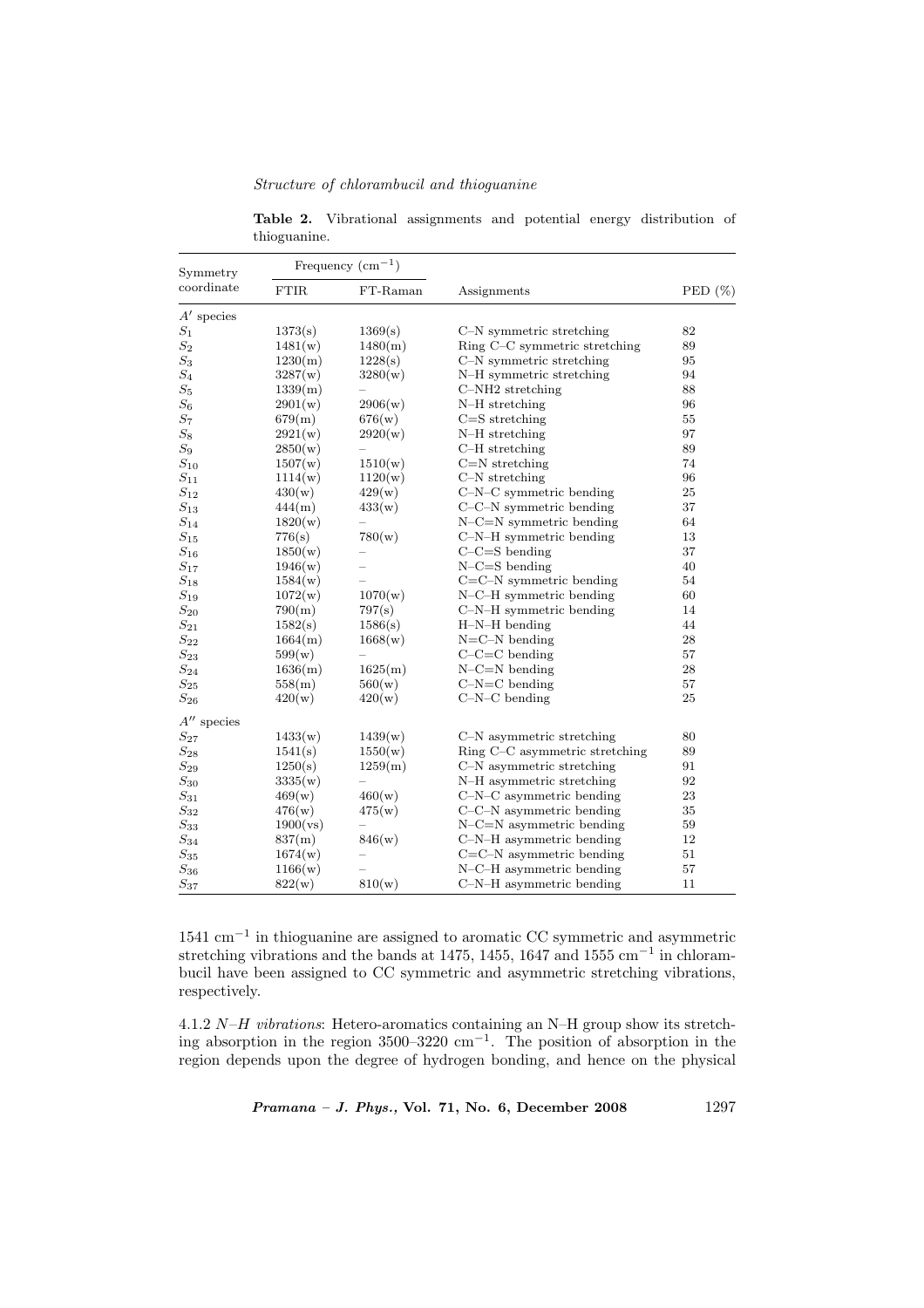**Table 2.** Vibrational assignments and potential energy distribution of thioguanine.

| Symmetry coordinate | Frequency ($cm^{-1}$) | | Assignments | PED (%) |
|---|---|---|---|---|
| | FTIR | FT-Raman | | |
| $A'$ species | | | | |
| $S_1$ | 1373(s) | 1369(s) | C–N symmetric stretching | 82 |
| $S_2$ | 1481(w) | 1480(m) | Ring C–C symmetric stretching | 89 |
| $S_3$ | 1230(m) | 1228(s) | C–N symmetric stretching | 95 |
| $S_4$ | 3287(w) | 3280(w) | N–H symmetric stretching | 94 |
| $S_5$ | 1339(m) | – | C–NH2 stretching | 88 |
| $S_6$ | 2901(w) | 2906(w) | N–H stretching | 96 |
| $S_7$ | 679(m) | 676(w) | C=S stretching | 55 |
| $S_8$ | 2921(w) | 2920(w) | N–H stretching | 97 |
| $S_9$ | 2850(w) | – | C–H stretching | 89 |
| $S_{10}$ | 1507(w) | 1510(w) | C=N stretching | 74 |
| $S_{11}$ | 1114(w) | 1120(w) | C–N stretching | 96 |
| $S_{12}$ | 430(w) | 429(w) | C–N–C symmetric bending | 25 |
| $S_{13}$ | 444(m) | 433(w) | C–C–N symmetric bending | 37 |
| $S_{14}$ | 1820(w) | – | N–C=N symmetric bending | 64 |
| $S_{15}$ | 776(s) | 780(w) | C–N–H symmetric bending | 13 |
| $S_{16}$ | 1850(w) | – | C–C=S bending | 37 |
| $S_{17}$ | 1946(w) | – | N–C=S bending | 40 |
| $S_{18}$ | 1584(w) | – | C=C–N symmetric bending | 54 |
| $S_{19}$ | 1072(w) | 1070(w) | N–C–H symmetric bending | 60 |
| $S_{20}$ | 790(m) | 797(s) | C–N–H symmetric bending | 14 |
| $S_{21}$ | 1582(s) | 1586(s) | H–N–H bending | 44 |
| $S_{22}$ | 1664(m) | 1668(w) | N=C–N bending | 28 |
| $S_{23}$ | 599(w) | – | C–C=C bending | 57 |
| $S_{24}$ | 1636(m) | 1625(m) | N–C=N bending | 28 |
| $S_{25}$ | 558(m) | 560(w) | C–N=C bending | 57 |
| $S_{26}$ | 420(w) | 420(w) | C–N–C bending | 25 |
| $A''$ species | | | | |
| $S_{27}$ | 1433(w) | 1439(w) | C–N asymmetric stretching | 80 |
| $S_{28}$ | 1541(s) | 1550(w) | Ring C–C asymmetric stretching | 89 |
| $S_{29}$ | 1250(s) | 1259(m) | C–N asymmetric stretching | 91 |
| $S_{30}$ | 3335(w) | – | N–H asymmetric stretching | 92 |
| $S_{31}$ | 469(w) | 460(w) | C–N–C asymmetric bending | 23 |
| $S_{32}$ | 476(w) | 475(w) | C–C–N asymmetric bending | 35 |
| $S_{33}$ | 1900(vs) | – | N–C=N asymmetric bending | 59 |
| $S_{34}$ | 837(m) | 846(w) | C–N–H asymmetric bending | 12 |
| $S_{35}$ | 1674(w) | – | C=C–N asymmetric bending | 51 |
| $S_{36}$ | 1166(w) | – | N–C–H asymmetric bending | 57 |
| $S_{37}$ | 822(w) | 810(w) | C–N–H asymmetric bending | 11 |

1541 $cm^{-1}$ in thioguanine are assigned to aromatic CC symmetric and asymmetric stretching vibrations and the bands at 1475, 1455, 1647 and 1555 $cm^{-1}$ in chlorambucil have been assigned to CC symmetric and asymmetric stretching vibrations, respectively.

4.1.2 *N–H vibrations*: Hetero-aromatics containing an N–H group show its stretching absorption in the region 3500–3220 $cm^{-1}$. The position of absorption in the region depends upon the degree of hydrogen bonding, and hence on the physical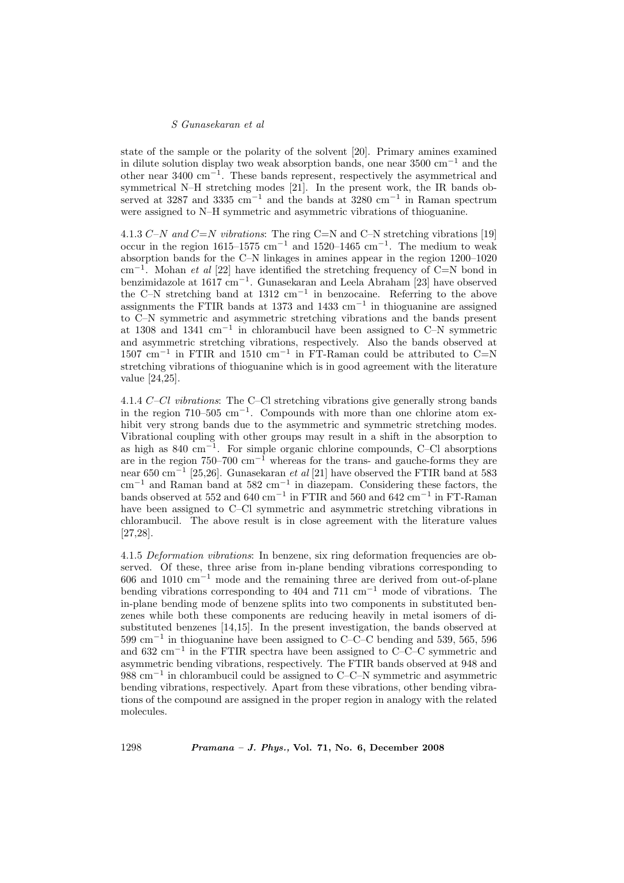state of the sample or the polarity of the solvent [20]. Primary amines examined in dilute solution display two weak absorption bands, one near 3500 cm$^{-1}$ and the other near 3400 cm$^{-1}$. These bands represent, respectively the asymmetrical and symmetrical N–H stretching modes [21]. In the present work, the IR bands observed at 3287 and 3335 cm$^{-1}$ and the bands at 3280 cm$^{-1}$ in Raman spectrum were assigned to N–H symmetric and asymmetric vibrations of thioguanine.

4.1.3 *C–N and C=N vibrations*: The ring C=N and C–N stretching vibrations [19] occur in the region 1615–1575 cm$^{-1}$ and 1520–1465 cm$^{-1}$. The medium to weak absorption bands for the C–N linkages in amines appear in the region 1200–1020 cm$^{-1}$. Mohan *et al* [22] have identified the stretching frequency of C=N bond in benzimidazole at 1617 cm$^{-1}$. Gunasekaran and Leela Abraham [23] have observed the C–N stretching band at 1312 cm$^{-1}$ in benzocaine. Referring to the above assignments the FTIR bands at 1373 and 1433 cm$^{-1}$ in thioguanine are assigned to C–N symmetric and asymmetric stretching vibrations and the bands present at 1308 and 1341 cm$^{-1}$ in chlorambucil have been assigned to C–N symmetric and asymmetric stretching vibrations, respectively. Also the bands observed at 1507 cm$^{-1}$ in FTIR and 1510 cm$^{-1}$ in FT-Raman could be attributed to C=N stretching vibrations of thioguanine which is in good agreement with the literature value [24,25].

4.1.4 *C–Cl vibrations*: The C–Cl stretching vibrations give generally strong bands in the region 710–505 cm$^{-1}$. Compounds with more than one chlorine atom exhibit very strong bands due to the asymmetric and symmetric stretching modes. Vibrational coupling with other groups may result in a shift in the absorption to as high as 840 cm$^{-1}$. For simple organic chlorine compounds, C–Cl absorptions are in the region 750–700 cm$^{-1}$ whereas for the trans- and gauche-forms they are near 650 cm$^{-1}$ [25,26]. Gunasekaran *et al* [21] have observed the FTIR band at 583 cm$^{-1}$ and Raman band at 582 cm$^{-1}$ in diazepam. Considering these factors, the bands observed at 552 and 640 cm$^{-1}$ in FTIR and 560 and 642 cm$^{-1}$ in FT-Raman have been assigned to C–Cl symmetric and asymmetric stretching vibrations in chlorambucil. The above result is in close agreement with the literature values [27,28].

4.1.5 *Deformation vibrations*: In benzene, six ring deformation frequencies are observed. Of these, three arise from in-plane bending vibrations corresponding to 606 and 1010 cm$^{-1}$ mode and the remaining three are derived from out-of-plane bending vibrations corresponding to 404 and 711 cm$^{-1}$ mode of vibrations. The in-plane bending mode of benzene splits into two components in substituted benzenes while both these components are reducing heavily in metal isomers of disubstituted benzenes [14,15]. In the present investigation, the bands observed at 599 cm$^{-1}$ in thioguanine have been assigned to C–C–C bending and 539, 565, 596 and 632 cm$^{-1}$ in the FTIR spectra have been assigned to C–C–C symmetric and asymmetric bending vibrations, respectively. The FTIR bands observed at 948 and 988 cm$^{-1}$ in chlorambucil could be assigned to C–C–N symmetric and asymmetric bending vibrations, respectively. Apart from these vibrations, other bending vibrations of the compound are assigned in the proper region in analogy with the related molecules.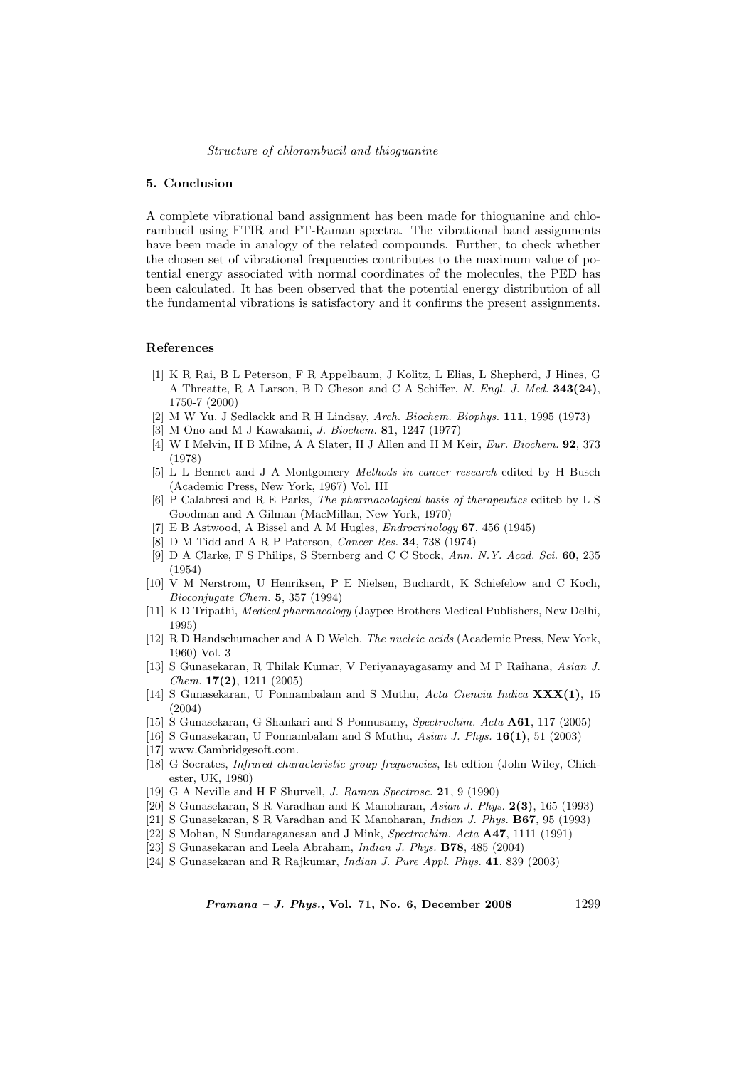## 5. Conclusion

A complete vibrational band assignment has been made for thioguanine and chlorambucil using FTIR and FT-Raman spectra. The vibrational band assignments have been made in analogy of the related compounds. Further, to check whether the chosen set of vibrational frequencies contributes to the maximum value of potential energy associated with normal coordinates of the molecules, the PED has been calculated. It has been observed that the potential energy distribution of all the fundamental vibrations is satisfactory and it confirms the present assignments.

## References

[1] K R Rai, B L Peterson, F R Appelbaum, J Kolitz, L Elias, L Shepherd, J Hines, G A Threatte, R A Larson, B D Cheson and C A Schiffer, *N. Engl. J. Med.* **343(24)**, 1750-7 (2000)

[2] M W Yu, J Sedlackk and R H Lindsay, *Arch. Biochem. Biophys.* **111**, 1995 (1973)

[3] M Ono and M J Kawakami, *J. Biochem.* **81**, 1247 (1977)

[4] W I Melvin, H B Milne, A A Slater, H J Allen and H M Keir, *Eur. Biochem.* **92**, 373 (1978)

[5] L L Bennet and J A Montgomery *Methods in cancer research* edited by H Busch (Academic Press, New York, 1967) Vol. III

[6] P Calabresi and R E Parks, *The pharmacological basis of therapeutics* editeb by L S Goodman and A Gilman (MacMillan, New York, 1970)

[7] E B Astwood, A Bissel and A M Hugles, *Endrocrinology* **67**, 456 (1945)

[8] D M Tidd and A R P Paterson, *Cancer Res.* **34**, 738 (1974)

[9] D A Clarke, F S Philips, S Sternberg and C C Stock, *Ann. N.Y. Acad. Sci.* **60**, 235 (1954)

[10] V M Nerstrom, U Henriksen, P E Nielsen, Buchardt, K Schiefelow and C Koch, *Bioconjugate Chem.* **5**, 357 (1994)

[11] K D Tripathi, *Medical pharmacology* (Jaypee Brothers Medical Publishers, New Delhi, 1995)

[12] R D Handschumacher and A D Welch, *The nucleic acids* (Academic Press, New York, 1960) Vol. 3

[13] S Gunasekaran, R Thilak Kumar, V Periyanayagasamy and M P Raihana, *Asian J. Chem.* **17(2)**, 1211 (2005)

[14] S Gunasekaran, U Ponnambalam and S Muthu, *Acta Ciencia Indica* **XXX(1)**, 15 (2004)

[15] S Gunasekaran, G Shankari and S Ponnusamy, *Spectrochim. Acta* **A61**, 117 (2005)

[16] S Gunasekaran, U Ponnambalam and S Muthu, *Asian J. Phys.* **16(1)**, 51 (2003)

[17] www.Cambridgesoft.com.

[18] G Socrates, *Infrared characteristic group frequencies*, Ist edtion (John Wiley, Chichester, UK, 1980)

[19] G A Neville and H F Shurvell, *J. Raman Spectrosc.* **21**, 9 (1990)

[20] S Gunasekaran, S R Varadhan and K Manoharan, *Asian J. Phys.* **2(3)**, 165 (1993)

[21] S Gunasekaran, S R Varadhan and K Manoharan, *Indian J. Phys.* **B67**, 95 (1993)

[22] S Mohan, N Sundaraganesan and J Mink, *Spectrochim. Acta* **A47**, 1111 (1991)

[23] S Gunasekaran and Leela Abraham, *Indian J. Phys.* **B78**, 485 (2004)

[24] S Gunasekaran and R Rajkumar, *Indian J. Pure Appl. Phys.* **41**, 839 (2003)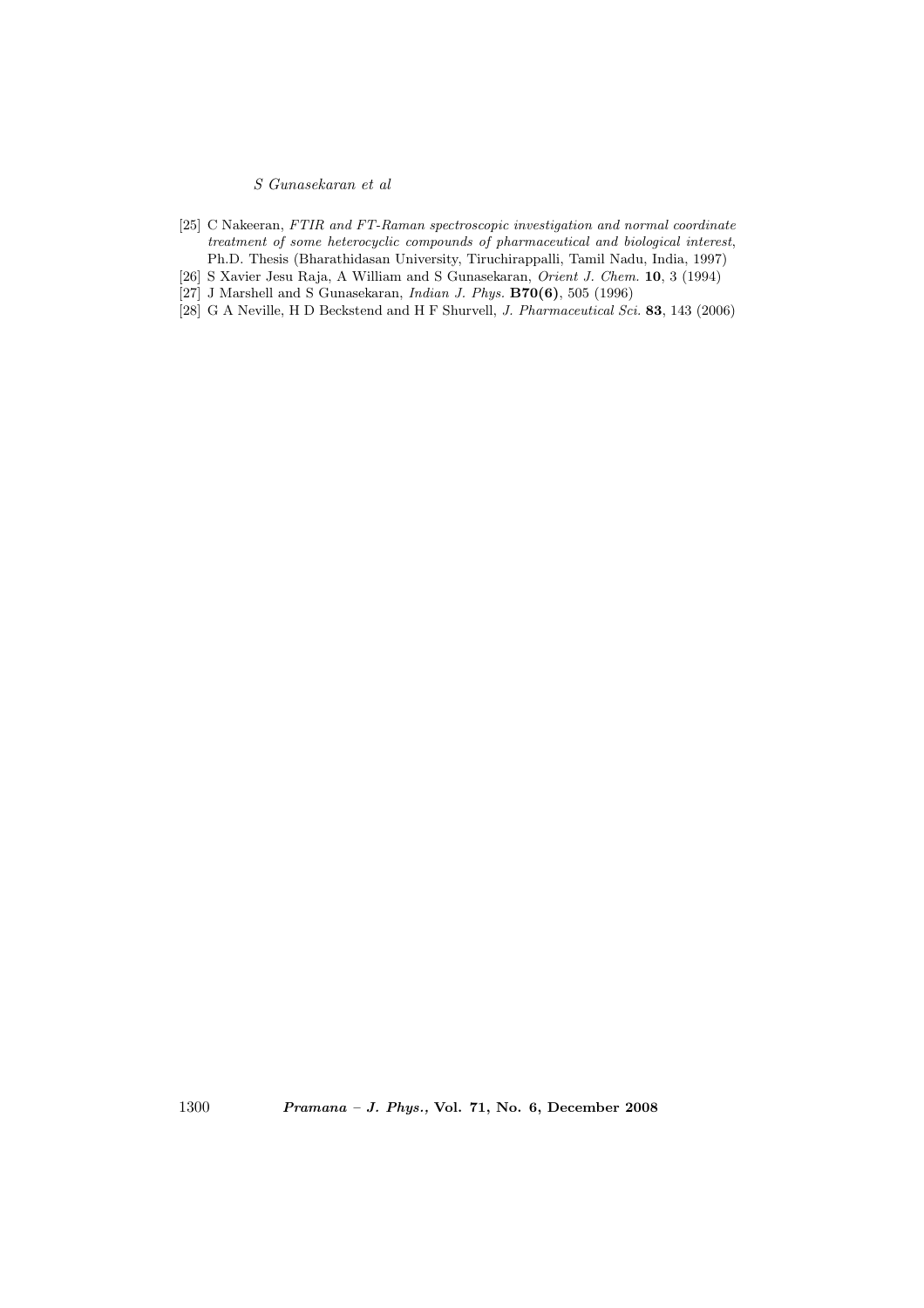[25] C Nakeeran, *FTIR and FT-Raman spectroscopic investigation and normal coordinate treatment of some heterocyclic compounds of pharmaceutical and biological interest*, Ph.D. Thesis (Bharathidasan University, Tiruchirappalli, Tamil Nadu, India, 1997)

[26] S Xavier Jesu Raja, A William and S Gunasekaran, *Orient J. Chem.* **10**, 3 (1994)

[27] J Marshell and S Gunasekaran, *Indian J. Phys.* **B70(6)**, 505 (1996)

[28] G A Neville, H D Beckstend and H F Shurvell, *J. Pharmaceutical Sci.* **83**, 143 (2006)